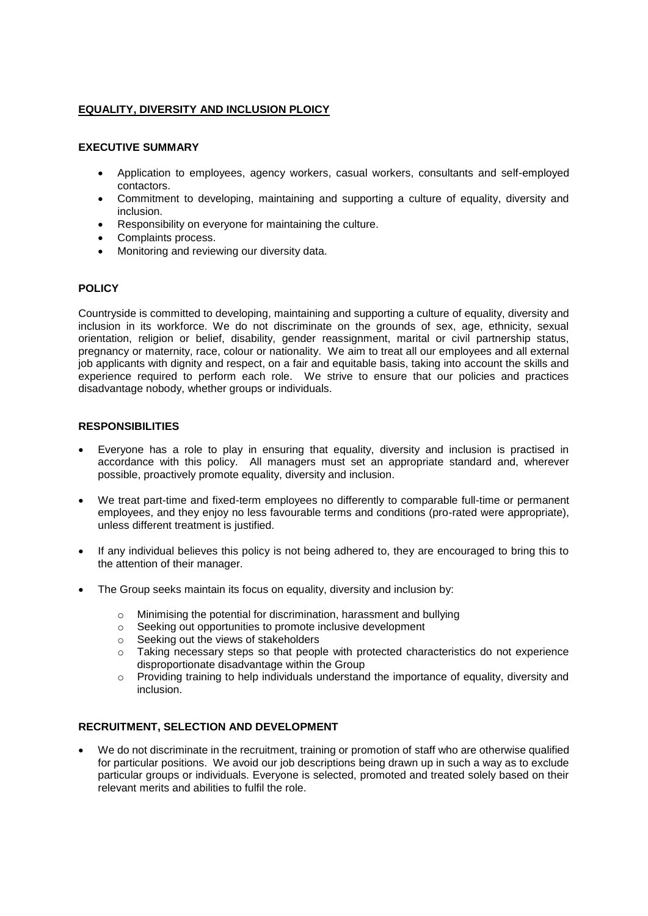## EQUALITY, DIVERSITY AND INCLUSION PLOICY

### EXECUTIVE SUMMARY

- Application to employees, agency workers, casual workers, consultants and self-employed contactors.
- Commitment to developing, maintaining and supporting a culture of equality, diversity and inclusion.
- Responsibility on everyone for maintaining the culture.
- Complaints process.
- Monitoring and reviewing our diversity data.

### POLICY

Countryside is committed to developing, maintaining and supporting a culture of equality, diversity and inclusion in its workforce. We do not discriminate on the grounds of sex, age, ethnicity, sexual orientation, religion or belief, disability, gender reassignment, marital or civil partnership status, pregnancy or maternity, race, colour or nationality. We aim to treat all our employees and all external job applicants with dignity and respect, on a fair and equitable basis, taking into account the skills and experience required to perform each role. We strive to ensure that our policies and practices disadvantage nobody, whether groups or individuals.

### RESPONSIBILITIES

- Everyone has a role to play in ensuring that equality, diversity and inclusion is practised in accordance with this policy. All managers must set an appropriate standard and, wherever possible, proactively promote equality, diversity and inclusion.
- We treat part-time and fixed-term employees no differently to comparable full-time or permanent employees, and they enjoy no less favourable terms and conditions (pro-rated were appropriate), unless different treatment is justified.
- If any individual believes this policy is not being adhered to, they are encouraged to bring this to the attention of their manager.
- The Group seeks maintain its focus on equality, diversity and inclusion by:
  - Minimising the potential for discrimination, harassment and bullying
  - Seeking out opportunities to promote inclusive development
  - Seeking out the views of stakeholders
  - Taking necessary steps so that people with protected characteristics do not experience disproportionate disadvantage within the Group
  - Providing training to help individuals understand the importance of equality, diversity and inclusion.

### RECRUITMENT, SELECTION AND DEVELOPMENT

- We do not discriminate in the recruitment, training or promotion of staff who are otherwise qualified for particular positions. We avoid our job descriptions being drawn up in such a way as to exclude particular groups or individuals. Everyone is selected, promoted and treated solely based on their relevant merits and abilities to fulfil the role.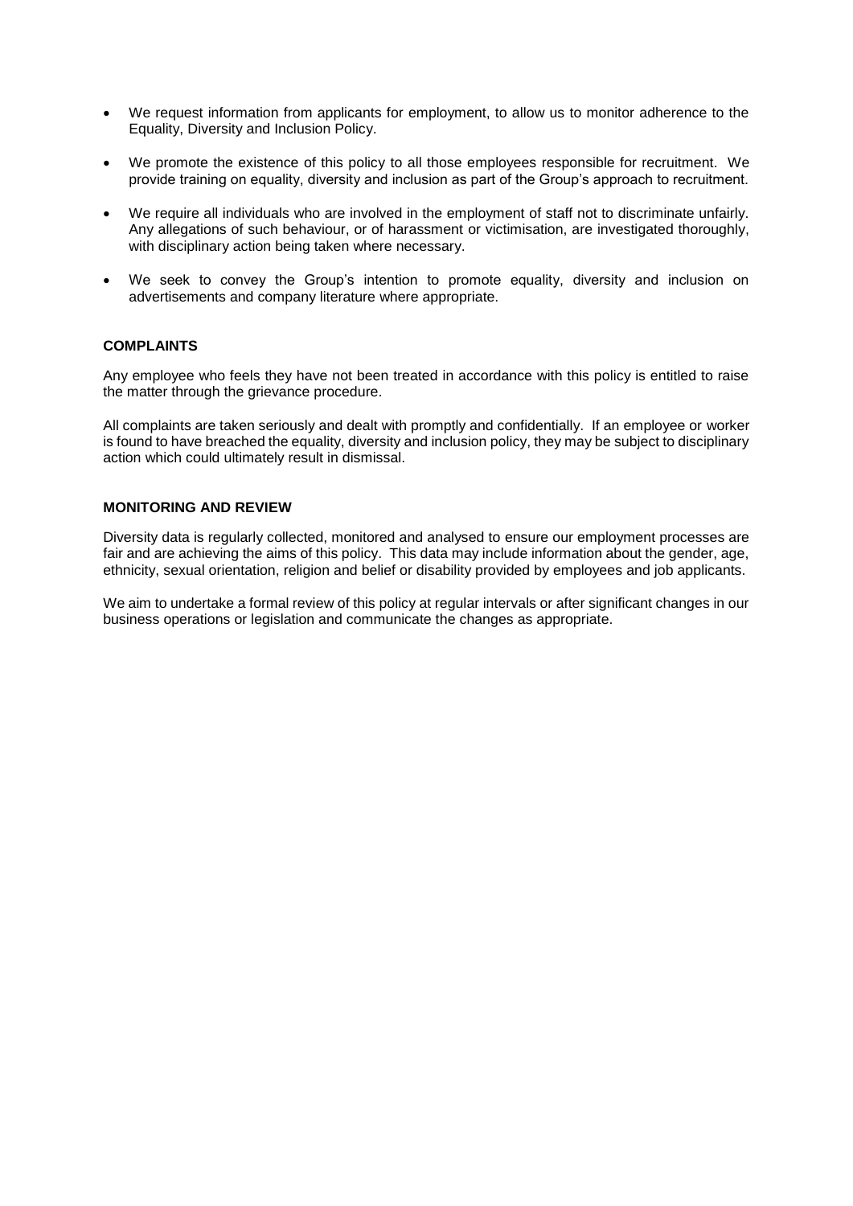- We request information from applicants for employment, to allow us to monitor adherence to the Equality, Diversity and Inclusion Policy.
- We promote the existence of this policy to all those employees responsible for recruitment. We provide training on equality, diversity and inclusion as part of the Group's approach to recruitment.
- We require all individuals who are involved in the employment of staff not to discriminate unfairly. Any allegations of such behaviour, or of harassment or victimisation, are investigated thoroughly, with disciplinary action being taken where necessary.
- We seek to convey the Group's intention to promote equality, diversity and inclusion on advertisements and company literature where appropriate.

**COMPLAINTS**

Any employee who feels they have not been treated in accordance with this policy is entitled to raise the matter through the grievance procedure.

All complaints are taken seriously and dealt with promptly and confidentially. If an employee or worker is found to have breached the equality, diversity and inclusion policy, they may be subject to disciplinary action which could ultimately result in dismissal.

**MONITORING AND REVIEW**

Diversity data is regularly collected, monitored and analysed to ensure our employment processes are fair and are achieving the aims of this policy. This data may include information about the gender, age, ethnicity, sexual orientation, religion and belief or disability provided by employees and job applicants.

We aim to undertake a formal review of this policy at regular intervals or after significant changes in our business operations or legislation and communicate the changes as appropriate.